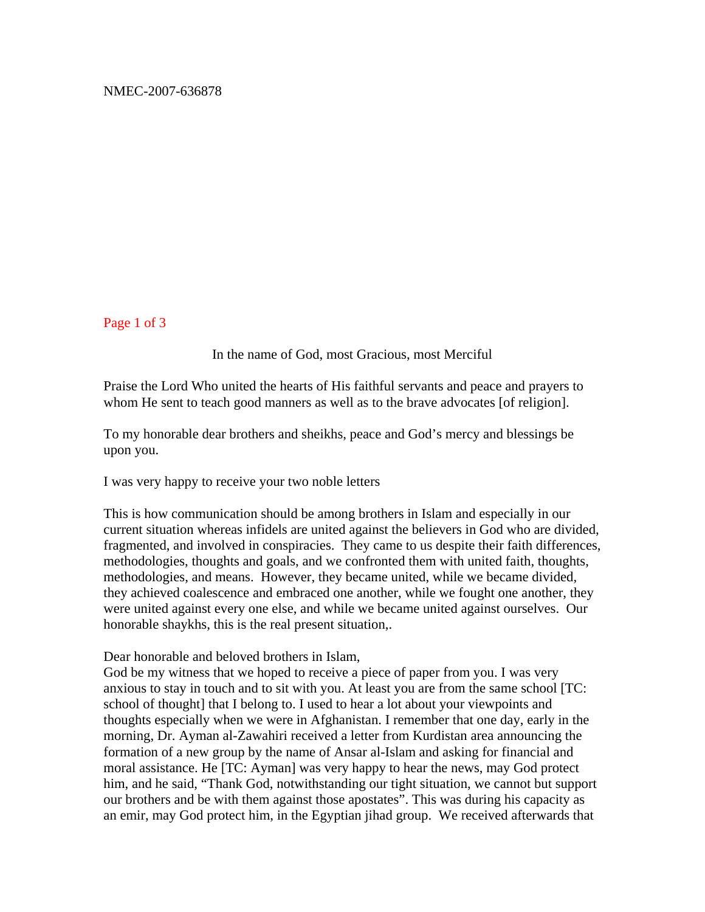NMEC-2007-636878

In the name of God, most Gracious, most Merciful

Praise the Lord Who united the hearts of His faithful servants and peace and prayers to whom He sent to teach good manners as well as to the brave advocates [of religion].

To my honorable dear brothers and sheikhs, peace and God's mercy and blessings be upon you.

I was very happy to receive your two noble letters

This is how communication should be among brothers in Islam and especially in our current situation whereas infidels are united against the believers in God who are divided, fragmented, and involved in conspiracies. They came to us despite their faith differences, methodologies, thoughts and goals, and we confronted them with united faith, thoughts, methodologies, and means. However, they became united, while we became divided, they achieved coalescence and embraced one another, while we fought one another, they were united against every one else, and while we became united against ourselves. Our honorable shaykhs, this is the real present situation,.

Dear honorable and beloved brothers in Islam,
God be my witness that we hoped to receive a piece of paper from you. I was very anxious to stay in touch and to sit with you. At least you are from the same school [TC: school of thought] that I belong to. I used to hear a lot about your viewpoints and thoughts especially when we were in Afghanistan. I remember that one day, early in the morning, Dr. Ayman al-Zawahiri received a letter from Kurdistan area announcing the formation of a new group by the name of Ansar al-Islam and asking for financial and moral assistance. He [TC: Ayman] was very happy to hear the news, may God protect him, and he said, "Thank God, notwithstanding our tight situation, we cannot but support our brothers and be with them against those apostates". This was during his capacity as an emir, may God protect him, in the Egyptian jihad group. We received afterwards that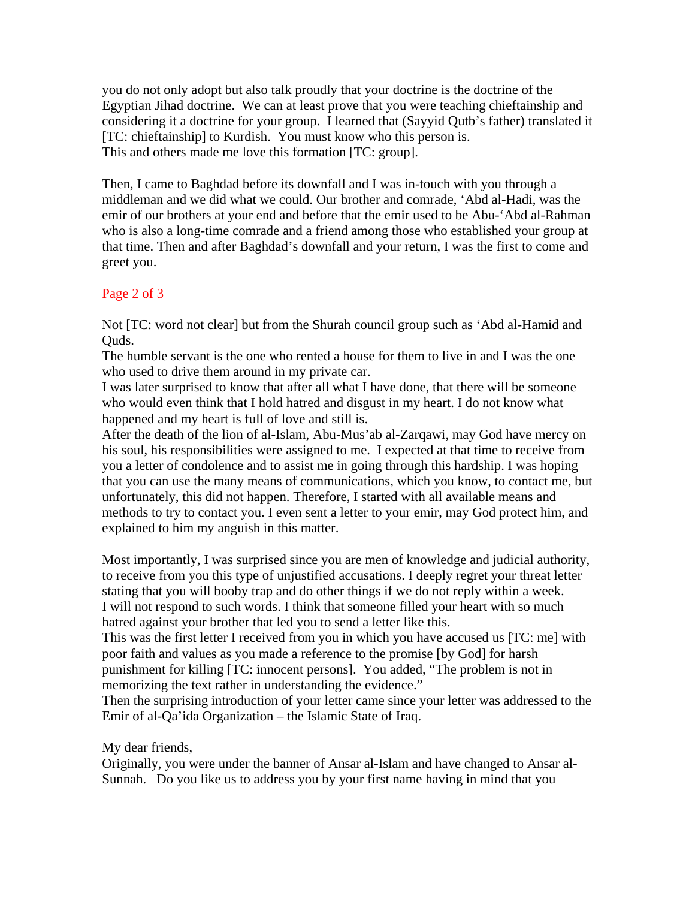you do not only adopt but also talk proudly that your doctrine is the doctrine of the Egyptian Jihad doctrine. We can at least prove that you were teaching chieftainship and considering it a doctrine for your group. I learned that (Sayyid Qutb's father) translated it [TC: chieftainship] to Kurdish. You must know who this person is.
This and others made me love this formation [TC: group].

Then, I came to Baghdad before its downfall and I was in-touch with you through a middleman and we did what we could. Our brother and comrade, 'Abd al-Hadi, was the emir of our brothers at your end and before that the emir used to be Abu-'Abd al-Rahman who is also a long-time comrade and a friend among those who established your group at that time. Then and after Baghdad's downfall and your return, I was the first to come and greet you.

Page 2 of 3

Not [TC: word not clear] but from the Shurah council group such as 'Abd al-Hamid and Quds.
The humble servant is the one who rented a house for them to live in and I was the one who used to drive them around in my private car.
I was later surprised to know that after all what I have done, that there will be someone who would even think that I hold hatred and disgust in my heart. I do not know what happened and my heart is full of love and still is.
After the death of the lion of al-Islam, Abu-Mus'ab al-Zarqawi, may God have mercy on his soul, his responsibilities were assigned to me. I expected at that time to receive from you a letter of condolence and to assist me in going through this hardship. I was hoping that you can use the many means of communications, which you know, to contact me, but unfortunately, this did not happen. Therefore, I started with all available means and methods to try to contact you. I even sent a letter to your emir, may God protect him, and explained to him my anguish in this matter.

Most importantly, I was surprised since you are men of knowledge and judicial authority, to receive from you this type of unjustified accusations. I deeply regret your threat letter stating that you will booby trap and do other things if we do not reply within a week.
I will not respond to such words. I think that someone filled your heart with so much hatred against your brother that led you to send a letter like this.
This was the first letter I received from you in which you have accused us [TC: me] with poor faith and values as you made a reference to the promise [by God] for harsh punishment for killing [TC: innocent persons]. You added, "The problem is not in memorizing the text rather in understanding the evidence."
Then the surprising introduction of your letter came since your letter was addressed to the Emir of al-Qa'ida Organization – the Islamic State of Iraq.

My dear friends,
Originally, you were under the banner of Ansar al-Islam and have changed to Ansar al-Sunnah. Do you like us to address you by your first name having in mind that you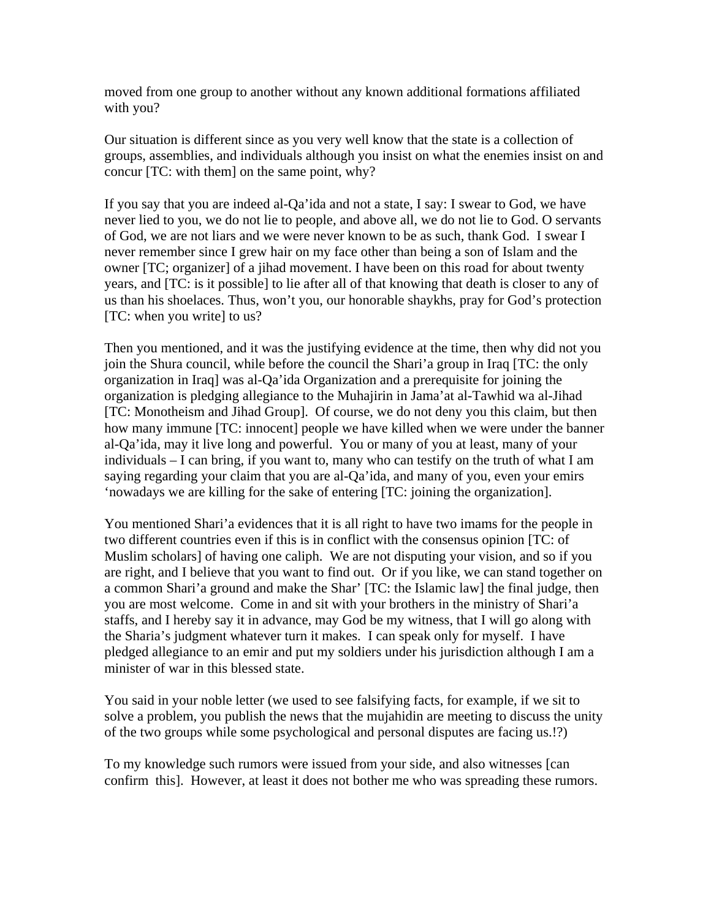moved from one group to another without any known additional formations affiliated with you?

Our situation is different since as you very well know that the state is a collection of groups, assemblies, and individuals although you insist on what the enemies insist on and concur [TC: with them] on the same point, why?

If you say that you are indeed al-Qa'ida and not a state, I say: I swear to God, we have never lied to you, we do not lie to people, and above all, we do not lie to God. O servants of God, we are not liars and we were never known to be as such, thank God. I swear I never remember since I grew hair on my face other than being a son of Islam and the owner [TC; organizer] of a jihad movement. I have been on this road for about twenty years, and [TC: is it possible] to lie after all of that knowing that death is closer to any of us than his shoelaces. Thus, won't you, our honorable shaykhs, pray for God's protection [TC: when you write] to us?

Then you mentioned, and it was the justifying evidence at the time, then why did not you join the Shura council, while before the council the Shari'a group in Iraq [TC: the only organization in Iraq] was al-Qa'ida Organization and a prerequisite for joining the organization is pledging allegiance to the Muhajirin in Jama'at al-Tawhid wa al-Jihad [TC: Monotheism and Jihad Group]. Of course, we do not deny you this claim, but then how many immune [TC: innocent] people we have killed when we were under the banner al-Qa'ida, may it live long and powerful. You or many of you at least, many of your individuals – I can bring, if you want to, many who can testify on the truth of what I am saying regarding your claim that you are al-Qa'ida, and many of you, even your emirs 'nowadays we are killing for the sake of entering [TC: joining the organization].

You mentioned Shari'a evidences that it is all right to have two imams for the people in two different countries even if this is in conflict with the consensus opinion [TC: of Muslim scholars] of having one caliph. We are not disputing your vision, and so if you are right, and I believe that you want to find out. Or if you like, we can stand together on a common Shari'a ground and make the Shar' [TC: the Islamic law] the final judge, then you are most welcome. Come in and sit with your brothers in the ministry of Shari'a staffs, and I hereby say it in advance, may God be my witness, that I will go along with the Sharia's judgment whatever turn it makes. I can speak only for myself. I have pledged allegiance to an emir and put my soldiers under his jurisdiction although I am a minister of war in this blessed state.

You said in your noble letter (we used to see falsifying facts, for example, if we sit to solve a problem, you publish the news that the mujahidin are meeting to discuss the unity of the two groups while some psychological and personal disputes are facing us.!?)

To my knowledge such rumors were issued from your side, and also witnesses [can confirm this]. However, at least it does not bother me who was spreading these rumors.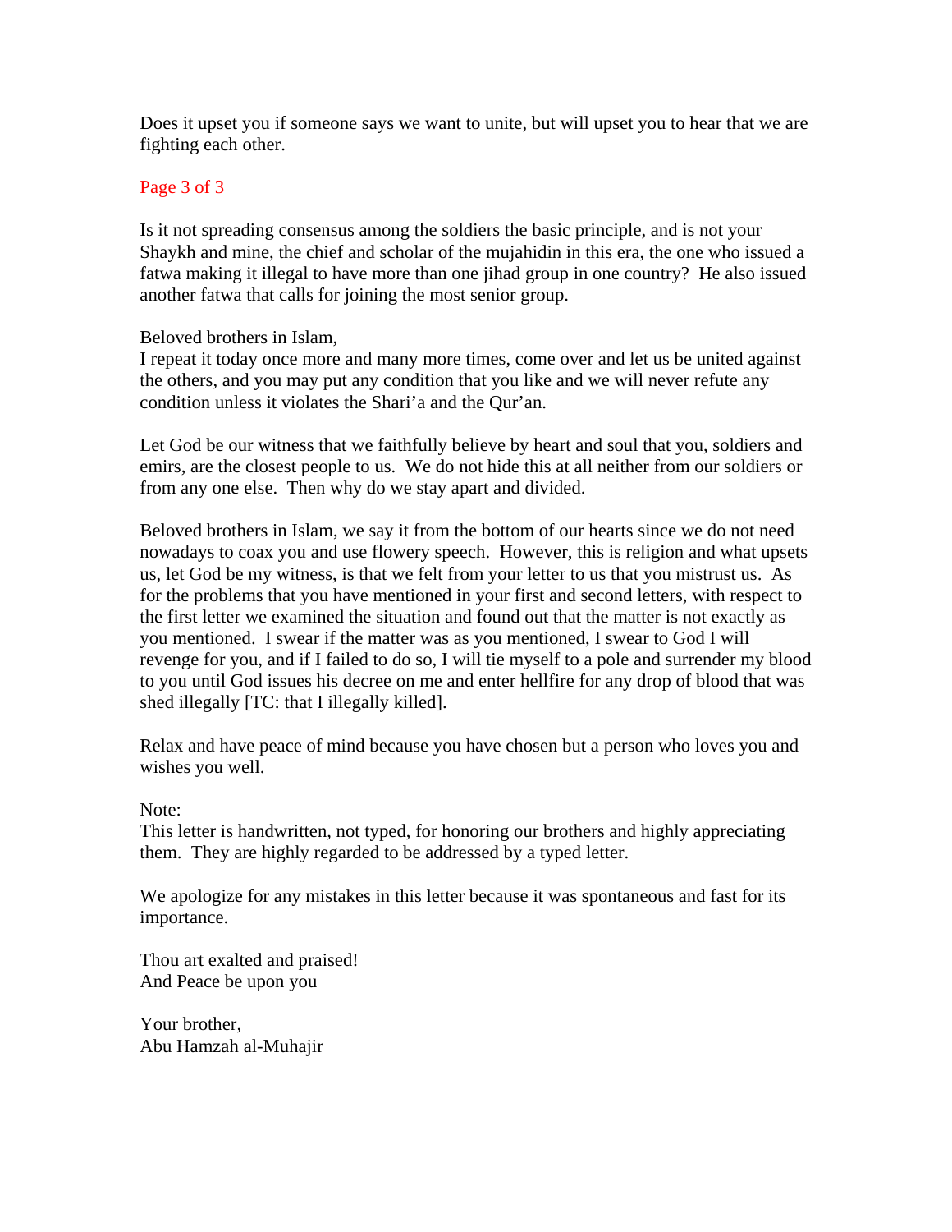Does it upset you if someone says we want to unite, but will upset you to hear that we are fighting each other.

Page 3 of 3

Is it not spreading consensus among the soldiers the basic principle, and is not your Shaykh and mine, the chief and scholar of the mujahidin in this era, the one who issued a fatwa making it illegal to have more than one jihad group in one country? He also issued another fatwa that calls for joining the most senior group.

Beloved brothers in Islam,
I repeat it today once more and many more times, come over and let us be united against the others, and you may put any condition that you like and we will never refute any condition unless it violates the Shari'a and the Qur'an.

Let God be our witness that we faithfully believe by heart and soul that you, soldiers and emirs, are the closest people to us. We do not hide this at all neither from our soldiers or from any one else. Then why do we stay apart and divided.

Beloved brothers in Islam, we say it from the bottom of our hearts since we do not need nowadays to coax you and use flowery speech. However, this is religion and what upsets us, let God be my witness, is that we felt from your letter to us that you mistrust us. As for the problems that you have mentioned in your first and second letters, with respect to the first letter we examined the situation and found out that the matter is not exactly as you mentioned. I swear if the matter was as you mentioned, I swear to God I will revenge for you, and if I failed to do so, I will tie myself to a pole and surrender my blood to you until God issues his decree on me and enter hellfire for any drop of blood that was shed illegally [TC: that I illegally killed].

Relax and have peace of mind because you have chosen but a person who loves you and wishes you well.

Note:
This letter is handwritten, not typed, for honoring our brothers and highly appreciating them. They are highly regarded to be addressed by a typed letter.

We apologize for any mistakes in this letter because it was spontaneous and fast for its importance.

Thou art exalted and praised!
And Peace be upon you

Your brother,
Abu Hamzah al-Muhajir